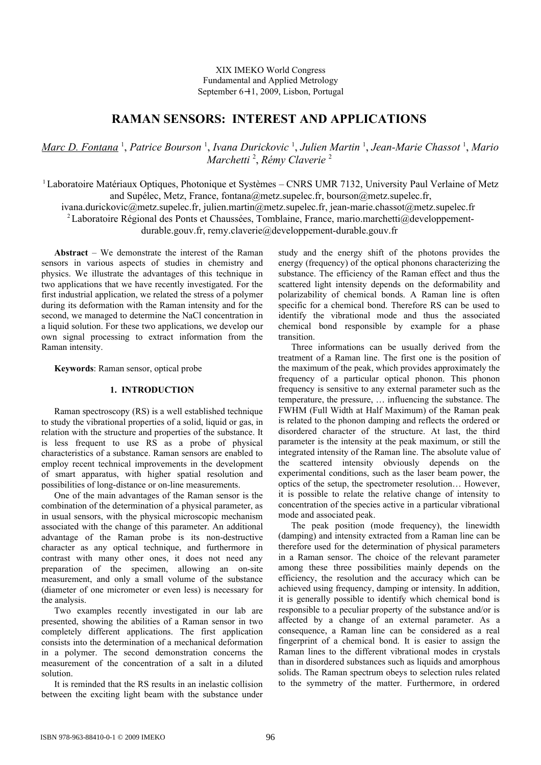XIX IMEKO World Congress
Fundamental and Applied Metrology
September 6−11, 2009, Lisbon, Portugal

# RAMAN SENSORS: INTEREST AND APPLICATIONS

*Marc D. Fontana* [1], *Patrice Bourson* [1], *Ivana Durickovic* [1], *Julien Martin* [1], *Jean-Marie Chassot* [1], *Mario Marchetti* [2], *Rémy Claverie* [2]

[1] Laboratoire Matériaux Optiques, Photonique et Systèmes – CNRS UMR 7132, University Paul Verlaine of Metz and Supélec, Metz, France, fontana@metz.supelec.fr, bourson@metz.supelec.fr, ivana.durickovic@metz.supelec.fr, julien.martin@metz.supelec.fr, jean-marie.chassot@metz.supelec.fr
[2] Laboratoire Régional des Ponts et Chaussées, Tomblaine, France, mario.marchetti@developpement-durable.gouv.fr, remy.claverie@developpement-durable.gouv.fr

**Abstract** – We demonstrate the interest of the Raman sensors in various aspects of studies in chemistry and physics. We illustrate the advantages of this technique in two applications that we have recently investigated. For the first industrial application, we related the stress of a polymer during its deformation with the Raman intensity and for the second, we managed to determine the NaCl concentration in a liquid solution. For these two applications, we develop our own signal processing to extract information from the Raman intensity.

**Keywords**: Raman sensor, optical probe

## 1. INTRODUCTION

Raman spectroscopy (RS) is a well established technique to study the vibrational properties of a solid, liquid or gas, in relation with the structure and properties of the substance. It is less frequent to use RS as a probe of physical characteristics of a substance. Raman sensors are enabled to employ recent technical improvements in the development of smart apparatus, with higher spatial resolution and possibilities of long-distance or on-line measurements.

One of the main advantages of the Raman sensor is the combination of the determination of a physical parameter, as in usual sensors, with the physical microscopic mechanism associated with the change of this parameter. An additional advantage of the Raman probe is its non-destructive character as any optical technique, and furthermore in contrast with many other ones, it does not need any preparation of the specimen, allowing an on-site measurement, and only a small volume of the substance (diameter of one micrometer or even less) is necessary for the analysis.

Two examples recently investigated in our lab are presented, showing the abilities of a Raman sensor in two completely different applications. The first application consists into the determination of a mechanical deformation in a polymer. The second demonstration concerns the measurement of the concentration of a salt in a diluted solution.

It is reminded that the RS results in an inelastic collision between the exciting light beam with the substance under study and the energy shift of the photons provides the energy (frequency) of the optical phonons characterizing the substance. The efficiency of the Raman effect and thus the scattered light intensity depends on the deformability and polarizability of chemical bonds. A Raman line is often specific for a chemical bond. Therefore RS can be used to identify the vibrational mode and thus the associated chemical bond responsible by example for a phase transition.

Three informations can be usually derived from the treatment of a Raman line. The first one is the position of the maximum of the peak, which provides approximately the frequency of a particular optical phonon. This phonon frequency is sensitive to any external parameter such as the temperature, the pressure, … influencing the substance. The FWHM (Full Width at Half Maximum) of the Raman peak is related to the phonon damping and reflects the ordered or disordered character of the structure. At last, the third parameter is the intensity at the peak maximum, or still the integrated intensity of the Raman line. The absolute value of the scattered intensity obviously depends on the experimental conditions, such as the laser beam power, the optics of the setup, the spectrometer resolution… However, it is possible to relate the relative change of intensity to concentration of the species active in a particular vibrational mode and associated peak.

The peak position (mode frequency), the linewidth (damping) and intensity extracted from a Raman line can be therefore used for the determination of physical parameters in a Raman sensor. The choice of the relevant parameter among these three possibilities mainly depends on the efficiency, the resolution and the accuracy which can be achieved using frequency, damping or intensity. In addition, it is generally possible to identify which chemical bond is responsible to a peculiar property of the substance and/or is affected by a change of an external parameter. As a consequence, a Raman line can be considered as a real fingerprint of a chemical bond. It is easier to assign the Raman lines to the different vibrational modes in crystals than in disordered substances such as liquids and amorphous solids. The Raman spectrum obeys to selection rules related to the symmetry of the matter. Furthermore, in ordered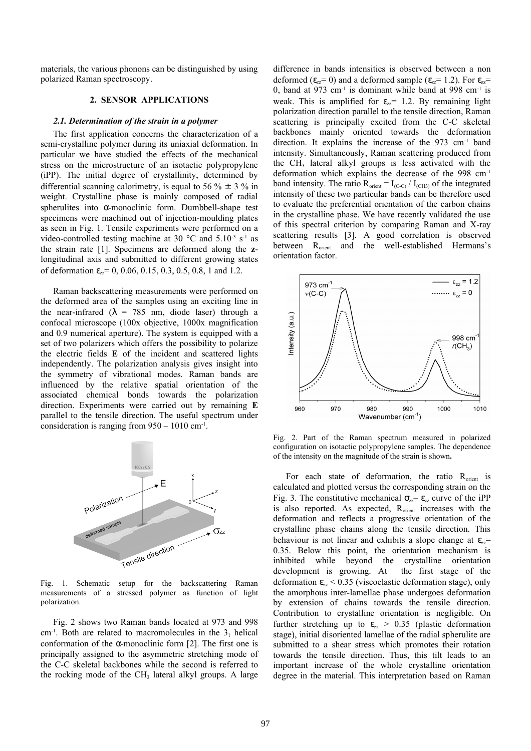materials, the various phonons can be distinguished by using polarized Raman spectroscopy.

## 2. SENSOR APPLICATIONS

### *2.1. Determination of the strain in a polymer*

The first application concerns the characterization of a semi-crystalline polymer during its uniaxial deformation. In particular we have studied the effects of the mechanical stress on the microstructure of an isotactic polypropylene (iPP). The initial degree of crystallinity, determined by differential scanning calorimetry, is equal to 56 % ± 3 % in weight. Crystalline phase is mainly composed of radial spherulites into α-monoclinic form. Dumbbell-shape test specimens were machined out of injection-moulding plates as seen in Fig. 1. Tensile experiments were performed on a video-controlled testing machine at 30 °C and $5.10^{-3}$ $s^{-1}$ as the strain rate [1]. Specimens are deformed along the **z**-longitudinal axis and submitted to different growing states of deformation $\varepsilon_{zz}$= 0, 0.06, 0.15, 0.3, 0.5, 0.8, 1 and 1.2.

Raman backscattering measurements were performed on the deformed area of the samples using an exciting line in the near-infrared (λ = 785 nm, diode laser) through a confocal microscope (100x objective, 1000x magnification and 0.9 numerical aperture). The system is equipped with a set of two polarizers which offers the possibility to polarize the electric fields **E** of the incident and scattered lights independently. The polarization analysis gives insight into the symmetry of vibrational modes. Raman bands are influenced by the relative spatial orientation of the associated chemical bonds towards the polarization direction. Experiments were carried out by remaining **E** parallel to the tensile direction. The useful spectrum under consideration is ranging from 950 – 1010 $cm^{-1}$.

Fig. 1. Schematic setup for the backscattering Raman measurements of a stressed polymer as function of light polarization.

Fig. 2 shows two Raman bands located at 973 and 998 $cm^{-1}$. Both are related to macromolecules in the $3_1$ helical conformation of the α-monoclinic form [2]. The first one is principally assigned to the asymmetric stretching mode of the C-C skeletal backbones while the second is referred to the rocking mode of the $CH_3$ lateral alkyl groups. A large difference in bands intensities is observed between a non deformed ($\varepsilon_{zz}$= 0) and a deformed sample ($\varepsilon_{zz}$= 1.2). For $\varepsilon_{zz}$= 0, band at 973 $cm^{-1}$ is dominant while band at 998 $cm^{-1}$ is weak. This is amplified for $\varepsilon_{zz}$= 1.2. By remaining light polarization direction parallel to the tensile direction, Raman scattering is principally excited from the C-C skeletal backbones mainly oriented towards the deformation direction. It explains the increase of the 973 $cm^{-1}$ band intensity. Simultaneously, Raman scattering produced from the $CH_3$ lateral alkyl groups is less activated with the deformation which explains the decrease of the 998 $cm^{-1}$ band intensity. The ratio $R_{orient} = I_{(C-C)} / I_{(CH3)}$ of the integrated intensity of these two particular bands can be therefore used to evaluate the preferential orientation of the carbon chains in the crystalline phase. We have recently validated the use of this spectral criterion by comparing Raman and X-ray scattering results [3]. A good correlation is observed between $R_{orient}$ and the well-established Hermans's orientation factor.

Fig. 2. Part of the Raman spectrum measured in polarized configuration on isotactic polypropylene samples. The dependence of the intensity on the magnitude of the strain is shown**.**

For each state of deformation, the ratio $R_{orient}$ is calculated and plotted versus the corresponding strain on the Fig. 3. The constitutive mechanical $\sigma_{zz}$– $\varepsilon_{zz}$ curve of the iPP is also reported. As expected, $R_{orient}$ increases with the deformation and reflects a progressive orientation of the crystalline phase chains along the tensile direction. This behaviour is not linear and exhibits a slope change at $\varepsilon_{zz}$= 0.35. Below this point, the orientation mechanism is inhibited while beyond the crystalline orientation development is growing. At the first stage of the deformation $\varepsilon_{zz}$ < 0.35 (viscoelastic deformation stage), only the amorphous inter-lamellae phase undergoes deformation by extension of chains towards the tensile direction. Contribution to crystalline orientation is negligible. On further stretching up to $\varepsilon_{zz}$ > 0.35 (plastic deformation stage), initial disoriented lamellae of the radial spherulite are submitted to a shear stress which promotes their rotation towards the tensile direction. Thus, this tilt leads to an important increase of the whole crystalline orientation degree in the material. This interpretation based on Raman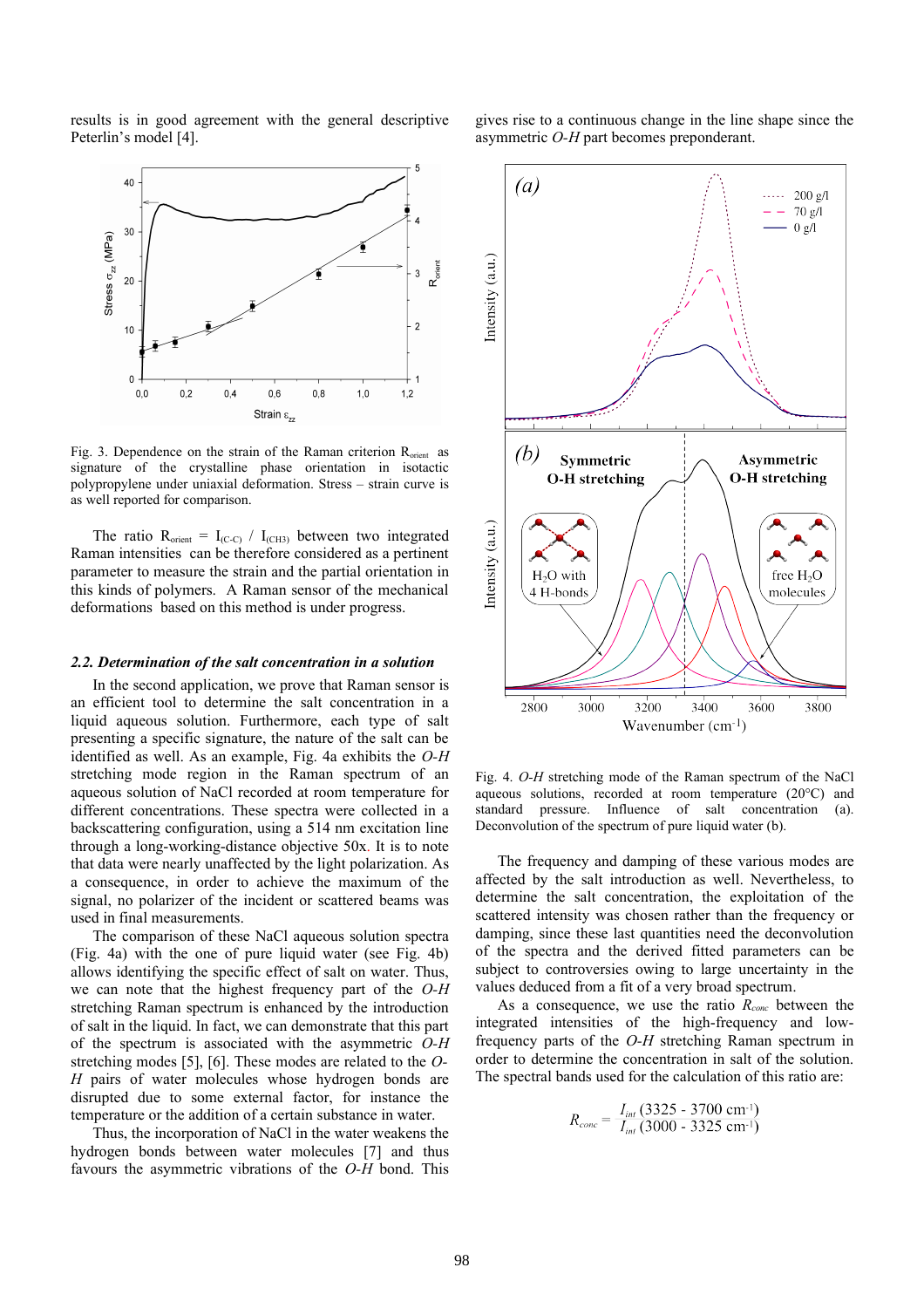results is in good agreement with the general descriptive Peterlin's model [4].

Fig. 3. Dependence on the strain of the Raman criterion $R_{orient}$ as signature of the crystalline phase orientation in isotactic polypropylene under uniaxial deformation. Stress – strain curve is as well reported for comparison.

The ratio $R_{orient} = I_{(C-C)} / I_{(CH3)}$ between two integrated Raman intensities can be therefore considered as a pertinent parameter to measure the strain and the partial orientation in this kinds of polymers. A Raman sensor of the mechanical deformations based on this method is under progress.

### *2.2. Determination of the salt concentration in a solution*

In the second application, we prove that Raman sensor is an efficient tool to determine the salt concentration in a liquid aqueous solution. Furthermore, each type of salt presenting a specific signature, the nature of the salt can be identified as well. As an example, Fig. 4a exhibits the *O-H* stretching mode region in the Raman spectrum of an aqueous solution of NaCl recorded at room temperature for different concentrations. These spectra were collected in a backscattering configuration, using a 514 nm excitation line through a long-working-distance objective 50x. It is to note that data were nearly unaffected by the light polarization. As a consequence, in order to achieve the maximum of the signal, no polarizer of the incident or scattered beams was used in final measurements.

The comparison of these NaCl aqueous solution spectra (Fig. 4a) with the one of pure liquid water (see Fig. 4b) allows identifying the specific effect of salt on water. Thus, we can note that the highest frequency part of the *O-H* stretching Raman spectrum is enhanced by the introduction of salt in the liquid. In fact, we can demonstrate that this part of the spectrum is associated with the asymmetric *O-H* stretching modes [5], [6]. These modes are related to the *O-H* pairs of water molecules whose hydrogen bonds are disrupted due to some external factor, for instance the temperature or the addition of a certain substance in water.

Thus, the incorporation of NaCl in the water weakens the hydrogen bonds between water molecules [7] and thus favours the asymmetric vibrations of the *O-H* bond. This gives rise to a continuous change in the line shape since the asymmetric *O-H* part becomes preponderant.

Fig. 4. *O-H* stretching mode of the Raman spectrum of the NaCl aqueous solutions, recorded at room temperature (20°C) and standard pressure. Influence of salt concentration (a). Deconvolution of the spectrum of pure liquid water (b).

The frequency and damping of these various modes are affected by the salt introduction as well. Nevertheless, to determine the salt concentration, the exploitation of the scattered intensity was chosen rather than the frequency or damping, since these last quantities need the deconvolution of the spectra and the derived fitted parameters can be subject to controversies owing to large uncertainty in the values deduced from a fit of a very broad spectrum.

As a consequence, we use the ratio $R_{conc}$ between the integrated intensities of the high-frequency and low-frequency parts of the *O-H* stretching Raman spectrum in order to determine the concentration in salt of the solution. The spectral bands used for the calculation of this ratio are:

$$R_{conc} = \frac{I_{int}\,(3325 - 3700\ \text{cm}^{-1})}{I_{int}\,(3000 - 3325\ \text{cm}^{-1})}$$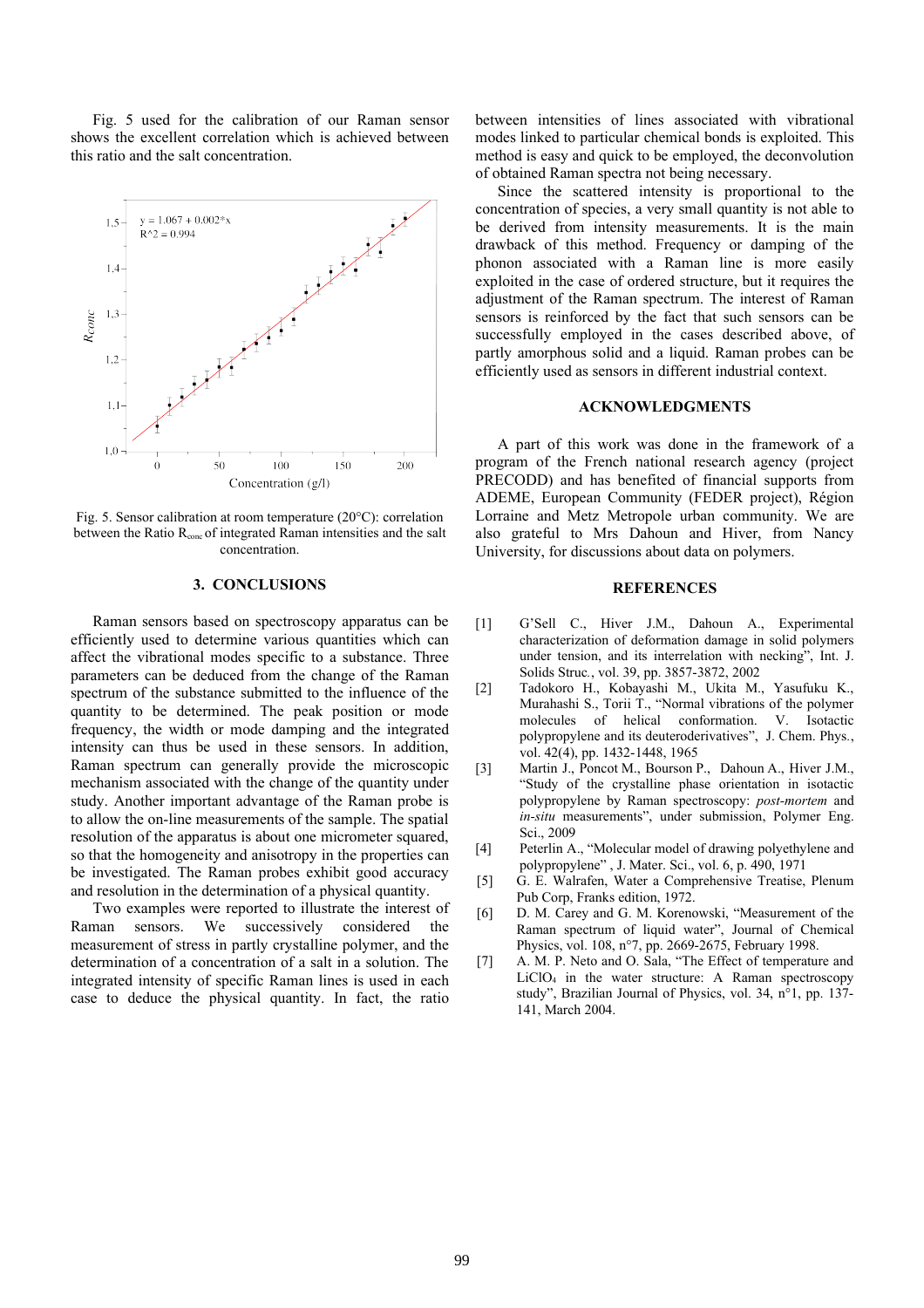Fig. 5 used for the calibration of our Raman sensor shows the excellent correlation which is achieved between this ratio and the salt concentration.

y = 1.067 + 0.002*x
R^2 = 0.994

$R_{conc}$

1,0
1,1
1,2
1,3
1,4
1,5

0
50
100
150
200

Concentration (g/l)

Fig. 5. Sensor calibration at room temperature (20°C): correlation between the Ratio $R_{conc}$ of integrated Raman intensities and the salt concentration.

## 3. CONCLUSIONS

Raman sensors based on spectroscopy apparatus can be efficiently used to determine various quantities which can affect the vibrational modes specific to a substance. Three parameters can be deduced from the change of the Raman spectrum of the substance submitted to the influence of the quantity to be determined. The peak position or mode frequency, the width or mode damping and the integrated intensity can thus be used in these sensors. In addition, Raman spectrum can generally provide the microscopic mechanism associated with the change of the quantity under study. Another important advantage of the Raman probe is to allow the on-line measurements of the sample. The spatial resolution of the apparatus is about one micrometer squared, so that the homogeneity and anisotropy in the properties can be investigated. The Raman probes exhibit good accuracy and resolution in the determination of a physical quantity.

Two examples were reported to illustrate the interest of Raman sensors. We successively considered the measurement of stress in partly crystalline polymer, and the determination of a concentration of a salt in a solution. The integrated intensity of specific Raman lines is used in each case to deduce the physical quantity. In fact, the ratio between intensities of lines associated with vibrational modes linked to particular chemical bonds is exploited. This method is easy and quick to be employed, the deconvolution of obtained Raman spectra not being necessary.

Since the scattered intensity is proportional to the concentration of species, a very small quantity is not able to be derived from intensity measurements. It is the main drawback of this method. Frequency or damping of the phonon associated with a Raman line is more easily exploited in the case of ordered structure, but it requires the adjustment of the Raman spectrum. The interest of Raman sensors is reinforced by the fact that such sensors can be successfully employed in the cases described above, of partly amorphous solid and a liquid. Raman probes can be efficiently used as sensors in different industrial context.

## ACKNOWLEDGMENTS

A part of this work was done in the framework of a program of the French national research agency (project PRECODD) and has benefited of financial supports from ADEME, European Community (FEDER project), Région Lorraine and Metz Metropole urban community. We are also grateful to Mrs Dahoun and Hiver, from Nancy University, for discussions about data on polymers.

## REFERENCES

[1] G'Sell C., Hiver J.M., Dahoun A., Experimental characterization of deformation damage in solid polymers under tension, and its interrelation with necking", Int. J. Solids Struc., vol. 39, pp. 3857-3872, 2002

[2] Tadokoro H., Kobayashi M., Ukita M., Yasufuku K., Murahashi S., Torii T., "Normal vibrations of the polymer molecules of helical conformation. V. Isotactic polypropylene and its deuteroderivatives", J. Chem. Phys., vol. 42(4), pp. 1432-1448, 1965

[3] Martin J., Poncot M., Bourson P., Dahoun A., Hiver J.M., "Study of the crystalline phase orientation in isotactic polypropylene by Raman spectroscopy: *post-mortem* and *in-situ* measurements", under submission, Polymer Eng. Sci., 2009

[4] Peterlin A., "Molecular model of drawing polyethylene and polypropylene" , J. Mater. Sci., vol. 6, p. 490, 1971

[5] G. E. Walrafen, Water a Comprehensive Treatise, Plenum Pub Corp, Franks edition, 1972.

[6] D. M. Carey and G. M. Korenowski, "Measurement of the Raman spectrum of liquid water", Journal of Chemical Physics, vol. 108, n°7, pp. 2669-2675, February 1998.

[7] A. M. P. Neto and O. Sala, "The Effect of temperature and $LiClO_4$ in the water structure: A Raman spectroscopy study", Brazilian Journal of Physics, vol. 34, n°1, pp. 137-141, March 2004.